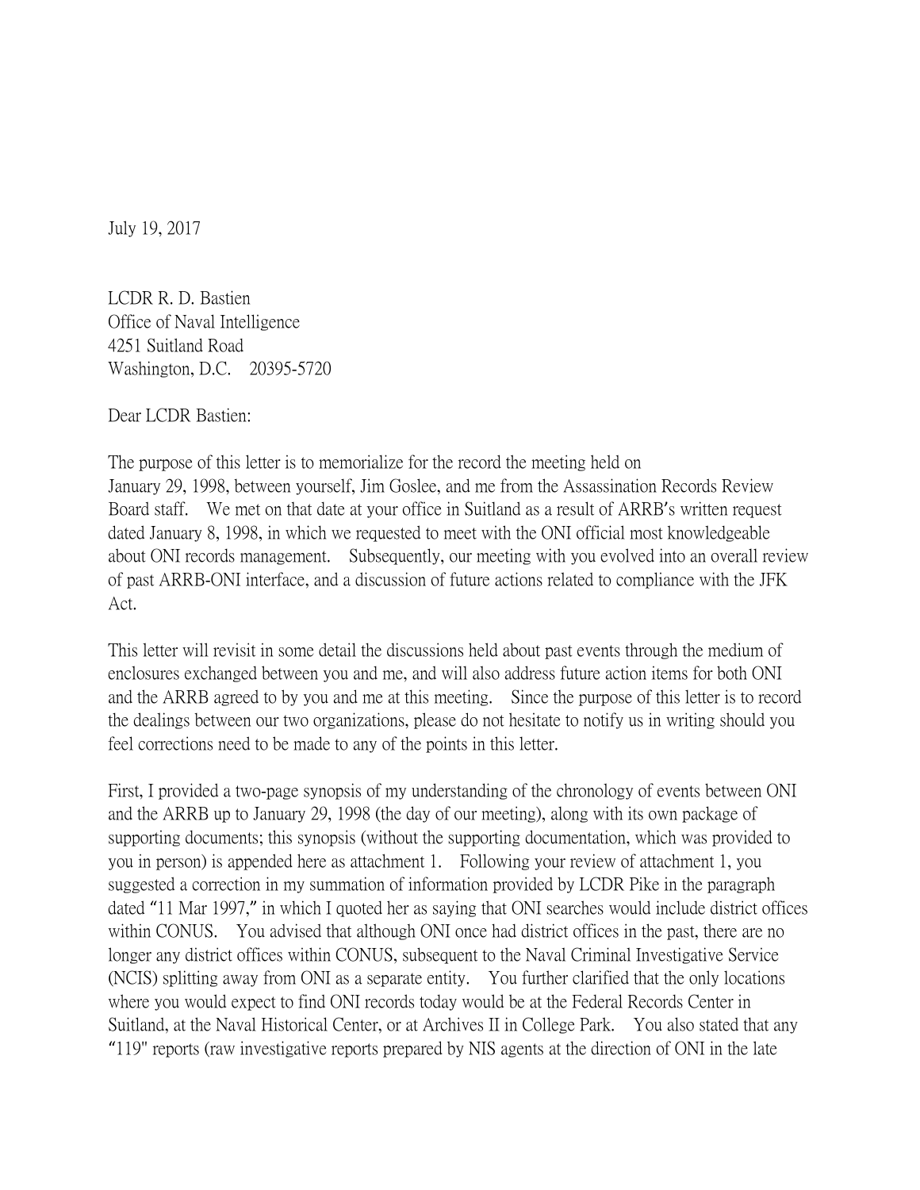July 19, 2017

LCDR R. D. Bastien
Office of Naval Intelligence
4251 Suitland Road
Washington, D.C. 20395-5720

Dear LCDR Bastien:

The purpose of this letter is to memorialize for the record the meeting held on January 29, 1998, between yourself, Jim Goslee, and me from the Assassination Records Review Board staff. We met on that date at your office in Suitland as a result of ARRB's written request dated January 8, 1998, in which we requested to meet with the ONI official most knowledgeable about ONI records management. Subsequently, our meeting with you evolved into an overall review of past ARRB-ONI interface, and a discussion of future actions related to compliance with the JFK Act.

This letter will revisit in some detail the discussions held about past events through the medium of enclosures exchanged between you and me, and will also address future action items for both ONI and the ARRB agreed to by you and me at this meeting. Since the purpose of this letter is to record the dealings between our two organizations, please do not hesitate to notify us in writing should you feel corrections need to be made to any of the points in this letter.

First, I provided a two-page synopsis of my understanding of the chronology of events between ONI and the ARRB up to January 29, 1998 (the day of our meeting), along with its own package of supporting documents; this synopsis (without the supporting documentation, which was provided to you in person) is appended here as attachment 1. Following your review of attachment 1, you suggested a correction in my summation of information provided by LCDR Pike in the paragraph dated "11 Mar 1997," in which I quoted her as saying that ONI searches would include district offices within CONUS. You advised that although ONI once had district offices in the past, there are no longer any district offices within CONUS, subsequent to the Naval Criminal Investigative Service (NCIS) splitting away from ONI as a separate entity. You further clarified that the only locations where you would expect to find ONI records today would be at the Federal Records Center in Suitland, at the Naval Historical Center, or at Archives II in College Park. You also stated that any "119" reports (raw investigative reports prepared by NIS agents at the direction of ONI in the late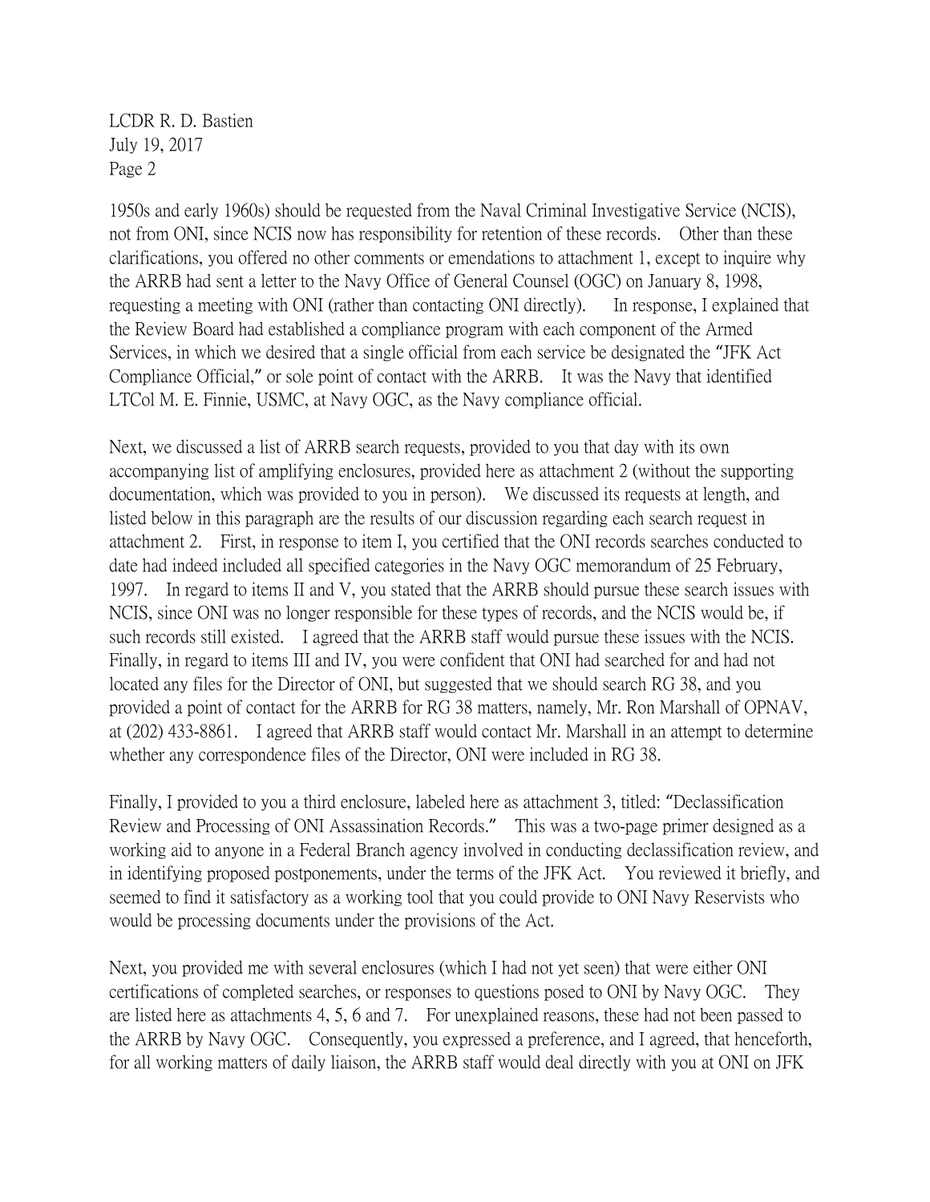1950s and early 1960s) should be requested from the Naval Criminal Investigative Service (NCIS), not from ONI, since NCIS now has responsibility for retention of these records. Other than these clarifications, you offered no other comments or emendations to attachment 1, except to inquire why the ARRB had sent a letter to the Navy Office of General Counsel (OGC) on January 8, 1998, requesting a meeting with ONI (rather than contacting ONI directly). In response, I explained that the Review Board had established a compliance program with each component of the Armed Services, in which we desired that a single official from each service be designated the "JFK Act Compliance Official," or sole point of contact with the ARRB. It was the Navy that identified LTCol M. E. Finnie, USMC, at Navy OGC, as the Navy compliance official.

Next, we discussed a list of ARRB search requests, provided to you that day with its own accompanying list of amplifying enclosures, provided here as attachment 2 (without the supporting documentation, which was provided to you in person). We discussed its requests at length, and listed below in this paragraph are the results of our discussion regarding each search request in attachment 2. First, in response to item I, you certified that the ONI records searches conducted to date had indeed included all specified categories in the Navy OGC memorandum of 25 February, 1997. In regard to items II and V, you stated that the ARRB should pursue these search issues with NCIS, since ONI was no longer responsible for these types of records, and the NCIS would be, if such records still existed. I agreed that the ARRB staff would pursue these issues with the NCIS. Finally, in regard to items III and IV, you were confident that ONI had searched for and had not located any files for the Director of ONI, but suggested that we should search RG 38, and you provided a point of contact for the ARRB for RG 38 matters, namely, Mr. Ron Marshall of OPNAV, at (202) 433-8861. I agreed that ARRB staff would contact Mr. Marshall in an attempt to determine whether any correspondence files of the Director, ONI were included in RG 38.

Finally, I provided to you a third enclosure, labeled here as attachment 3, titled: "Declassification Review and Processing of ONI Assassination Records." This was a two-page primer designed as a working aid to anyone in a Federal Branch agency involved in conducting declassification review, and in identifying proposed postponements, under the terms of the JFK Act. You reviewed it briefly, and seemed to find it satisfactory as a working tool that you could provide to ONI Navy Reservists who would be processing documents under the provisions of the Act.

Next, you provided me with several enclosures (which I had not yet seen) that were either ONI certifications of completed searches, or responses to questions posed to ONI by Navy OGC. They are listed here as attachments 4, 5, 6 and 7. For unexplained reasons, these had not been passed to the ARRB by Navy OGC. Consequently, you expressed a preference, and I agreed, that henceforth, for all working matters of daily liaison, the ARRB staff would deal directly with you at ONI on JFK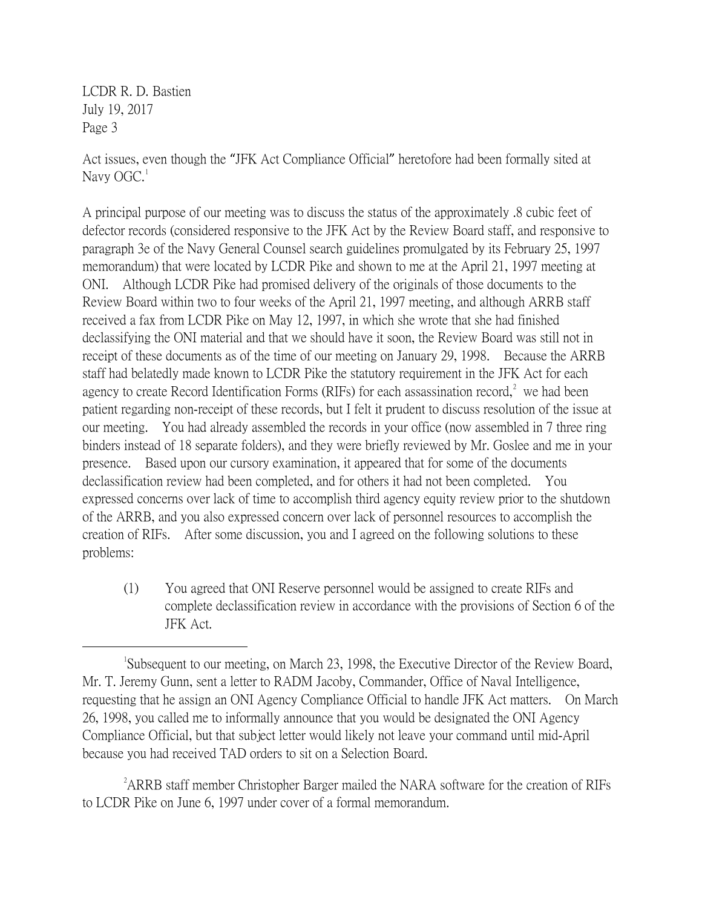Act issues, even though the "JFK Act Compliance Official" heretofore had been formally sited at Navy OGC.[1]

A principal purpose of our meeting was to discuss the status of the approximately .8 cubic feet of defector records (considered responsive to the JFK Act by the Review Board staff, and responsive to paragraph 3e of the Navy General Counsel search guidelines promulgated by its February 25, 1997 memorandum) that were located by LCDR Pike and shown to me at the April 21, 1997 meeting at ONI. Although LCDR Pike had promised delivery of the originals of those documents to the Review Board within two to four weeks of the April 21, 1997 meeting, and although ARRB staff received a fax from LCDR Pike on May 12, 1997, in which she wrote that she had finished declassifying the ONI material and that we should have it soon, the Review Board was still not in receipt of these documents as of the time of our meeting on January 29, 1998. Because the ARRB staff had belatedly made known to LCDR Pike the statutory requirement in the JFK Act for each agency to create Record Identification Forms (RIFs) for each assassination record,[2] we had been patient regarding non-receipt of these records, but I felt it prudent to discuss resolution of the issue at our meeting. You had already assembled the records in your office (now assembled in 7 three ring binders instead of 18 separate folders), and they were briefly reviewed by Mr. Goslee and me in your presence. Based upon our cursory examination, it appeared that for some of the documents declassification review had been completed, and for others it had not been completed. You expressed concerns over lack of time to accomplish third agency equity review prior to the shutdown of the ARRB, and you also expressed concern over lack of personnel resources to accomplish the creation of RIFs. After some discussion, you and I agreed on the following solutions to these problems:

(1) You agreed that ONI Reserve personnel would be assigned to create RIFs and complete declassification review in accordance with the provisions of Section 6 of the JFK Act.

---

[1] Subsequent to our meeting, on March 23, 1998, the Executive Director of the Review Board, Mr. T. Jeremy Gunn, sent a letter to RADM Jacoby, Commander, Office of Naval Intelligence, requesting that he assign an ONI Agency Compliance Official to handle JFK Act matters. On March 26, 1998, you called me to informally announce that you would be designated the ONI Agency Compliance Official, but that subject letter would likely not leave your command until mid-April because you had received TAD orders to sit on a Selection Board.

[2] ARRB staff member Christopher Barger mailed the NARA software for the creation of RIFs to LCDR Pike on June 6, 1997 under cover of a formal memorandum.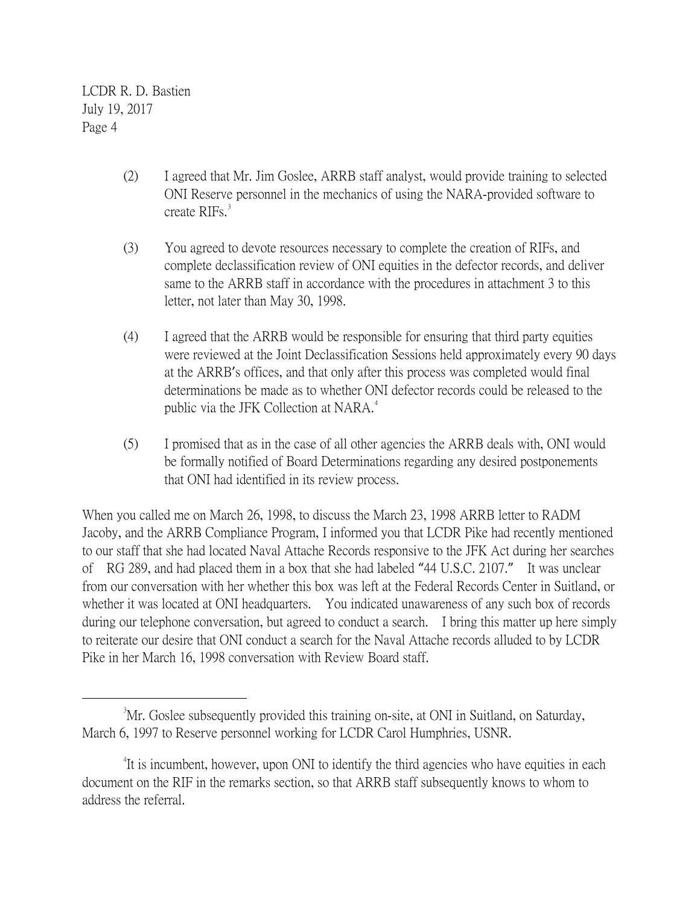(2) I agreed that Mr. Jim Goslee, ARRB staff analyst, would provide training to selected ONI Reserve personnel in the mechanics of using the NARA-provided software to create RIFs.[3]

(3) You agreed to devote resources necessary to complete the creation of RIFs, and complete declassification review of ONI equities in the defector records, and deliver same to the ARRB staff in accordance with the procedures in attachment 3 to this letter, not later than May 30, 1998.

(4) I agreed that the ARRB would be responsible for ensuring that third party equities were reviewed at the Joint Declassification Sessions held approximately every 90 days at the ARRB's offices, and that only after this process was completed would final determinations be made as to whether ONI defector records could be released to the public via the JFK Collection at NARA.[4]

(5) I promised that as in the case of all other agencies the ARRB deals with, ONI would be formally notified of Board Determinations regarding any desired postponements that ONI had identified in its review process.

When you called me on March 26, 1998, to discuss the March 23, 1998 ARRB letter to RADM Jacoby, and the ARRB Compliance Program, I informed you that LCDR Pike had recently mentioned to our staff that she had located Naval Attache Records responsive to the JFK Act during her searches of RG 289, and had placed them in a box that she had labeled "44 U.S.C. 2107." It was unclear from our conversation with her whether this box was left at the Federal Records Center in Suitland, or whether it was located at ONI headquarters. You indicated unawareness of any such box of records during our telephone conversation, but agreed to conduct a search. I bring this matter up here simply to reiterate our desire that ONI conduct a search for the Naval Attache records alluded to by LCDR Pike in her March 16, 1998 conversation with Review Board staff.

---

[3] Mr. Goslee subsequently provided this training on-site, at ONI in Suitland, on Saturday, March 6, 1997 to Reserve personnel working for LCDR Carol Humphries, USNR.

[4] It is incumbent, however, upon ONI to identify the third agencies who have equities in each document on the RIF in the remarks section, so that ARRB staff subsequently knows to whom to address the referral.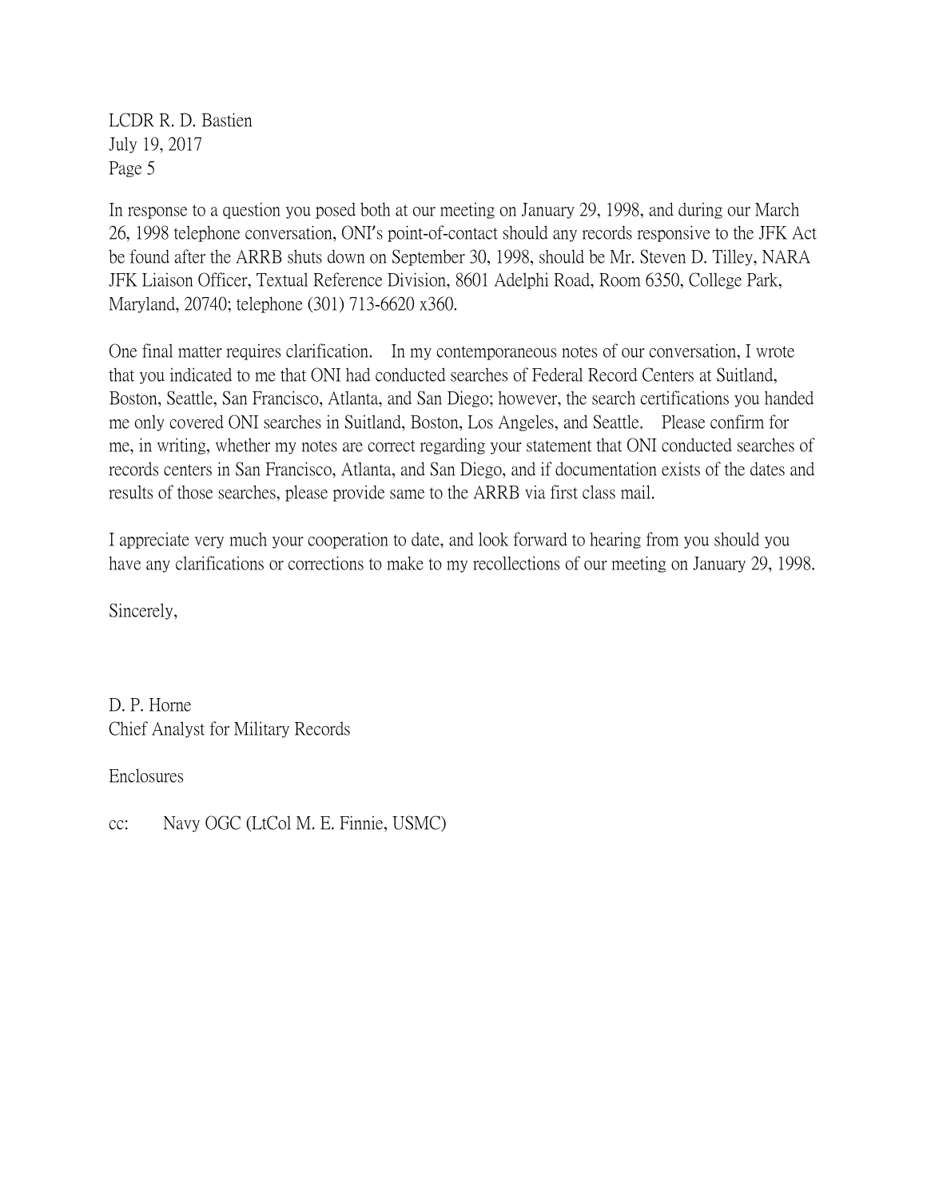In response to a question you posed both at our meeting on January 29, 1998, and during our March 26, 1998 telephone conversation, ONI's point-of-contact should any records responsive to the JFK Act be found after the ARRB shuts down on September 30, 1998, should be Mr. Steven D. Tilley, NARA JFK Liaison Officer, Textual Reference Division, 8601 Adelphi Road, Room 6350, College Park, Maryland, 20740; telephone (301) 713-6620 x360.

One final matter requires clarification. In my contemporaneous notes of our conversation, I wrote that you indicated to me that ONI had conducted searches of Federal Record Centers at Suitland, Boston, Seattle, San Francisco, Atlanta, and San Diego; however, the search certifications you handed me only covered ONI searches in Suitland, Boston, Los Angeles, and Seattle. Please confirm for me, in writing, whether my notes are correct regarding your statement that ONI conducted searches of records centers in San Francisco, Atlanta, and San Diego, and if documentation exists of the dates and results of those searches, please provide same to the ARRB via first class mail.

I appreciate very much your cooperation to date, and look forward to hearing from you should you have any clarifications or corrections to make to my recollections of our meeting on January 29, 1998.

Sincerely,

D. P. Horne
Chief Analyst for Military Records

Enclosures

cc: Navy OGC (LtCol M. E. Finnie, USMC)